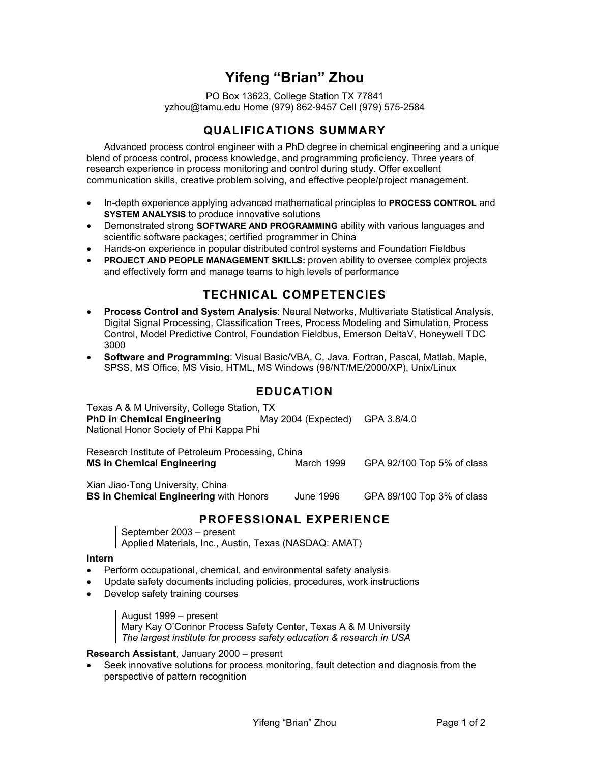# Yifeng "Brian" Zhou

PO Box 13623, College Station TX 77841
yzhou@tamu.edu Home (979) 862-9457 Cell (979) 575-2584

## QUALIFICATIONS SUMMARY

Advanced process control engineer with a PhD degree in chemical engineering and a unique blend of process control, process knowledge, and programming proficiency. Three years of research experience in process monitoring and control during study. Offer excellent communication skills, creative problem solving, and effective people/project management.

- In-depth experience applying advanced mathematical principles to **PROCESS CONTROL** and **SYSTEM ANALYSIS** to produce innovative solutions
- Demonstrated strong **SOFTWARE AND PROGRAMMING** ability with various languages and scientific software packages; certified programmer in China
- Hands-on experience in popular distributed control systems and Foundation Fieldbus
- **PROJECT AND PEOPLE MANAGEMENT SKILLS:** proven ability to oversee complex projects and effectively form and manage teams to high levels of performance

## TECHNICAL COMPETENCIES

- **Process Control and System Analysis**: Neural Networks, Multivariate Statistical Analysis, Digital Signal Processing, Classification Trees, Process Modeling and Simulation, Process Control, Model Predictive Control, Foundation Fieldbus, Emerson DeltaV, Honeywell TDC 3000
- **Software and Programming**: Visual Basic/VBA, C, Java, Fortran, Pascal, Matlab, Maple, SPSS, MS Office, MS Visio, HTML, MS Windows (98/NT/ME/2000/XP), Unix/Linux

## EDUCATION

Texas A & M University, College Station, TX
**PhD in Chemical Engineering** May 2004 (Expected) GPA 3.8/4.0
National Honor Society of Phi Kappa Phi

Research Institute of Petroleum Processing, China
**MS in Chemical Engineering** March 1999 GPA 92/100 Top 5% of class

Xian Jiao-Tong University, China
**BS in Chemical Engineering** with Honors June 1996 GPA 89/100 Top 3% of class

## PROFESSIONAL EXPERIENCE

September 2003 – present
Applied Materials, Inc., Austin, Texas (NASDAQ: AMAT)

**Intern**
- Perform occupational, chemical, and environmental safety analysis
- Update safety documents including policies, procedures, work instructions
- Develop safety training courses

August 1999 – present
Mary Kay O'Connor Process Safety Center, Texas A & M University
*The largest institute for process safety education & research in USA*

**Research Assistant**, January 2000 – present
- Seek innovative solutions for process monitoring, fault detection and diagnosis from the perspective of pattern recognition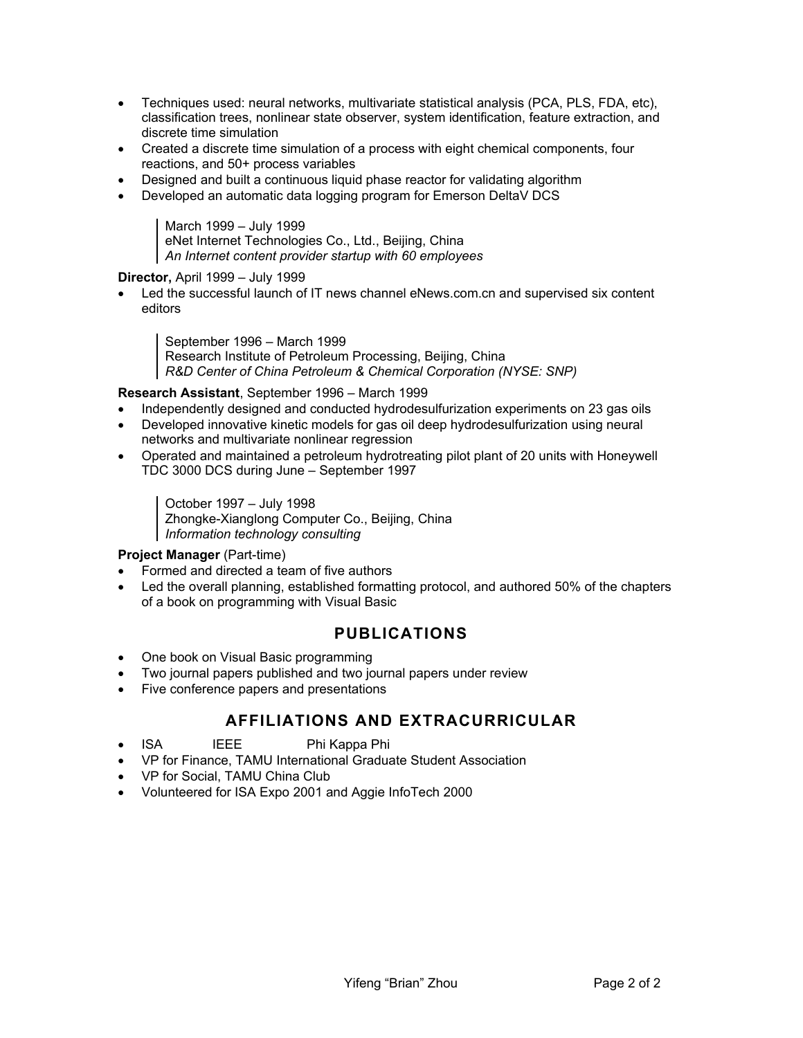- Techniques used: neural networks, multivariate statistical analysis (PCA, PLS, FDA, etc), classification trees, nonlinear state observer, system identification, feature extraction, and discrete time simulation
- Created a discrete time simulation of a process with eight chemical components, four reactions, and 50+ process variables
- Designed and built a continuous liquid phase reactor for validating algorithm
- Developed an automatic data logging program for Emerson DeltaV DCS

> March 1999 – July 1999
> eNet Internet Technologies Co., Ltd., Beijing, China
> *An Internet content provider startup with 60 employees*

**Director,** April 1999 – July 1999

- Led the successful launch of IT news channel eNews.com.cn and supervised six content editors

> September 1996 – March 1999
> Research Institute of Petroleum Processing, Beijing, China
> *R&D Center of China Petroleum & Chemical Corporation (NYSE: SNP)*

**Research Assistant**, September 1996 – March 1999

- Independently designed and conducted hydrodesulfurization experiments on 23 gas oils
- Developed innovative kinetic models for gas oil deep hydrodesulfurization using neural networks and multivariate nonlinear regression
- Operated and maintained a petroleum hydrotreating pilot plant of 20 units with Honeywell TDC 3000 DCS during June – September 1997

> October 1997 – July 1998
> Zhongke-Xianglong Computer Co., Beijing, China
> *Information technology consulting*

**Project Manager** (Part-time)

- Formed and directed a team of five authors
- Led the overall planning, established formatting protocol, and authored 50% of the chapters of a book on programming with Visual Basic

## PUBLICATIONS

- One book on Visual Basic programming
- Two journal papers published and two journal papers under review
- Five conference papers and presentations

## AFFILIATIONS AND EXTRACURRICULAR

- ISA IEEE Phi Kappa Phi
- VP for Finance, TAMU International Graduate Student Association
- VP for Social, TAMU China Club
- Volunteered for ISA Expo 2001 and Aggie InfoTech 2000